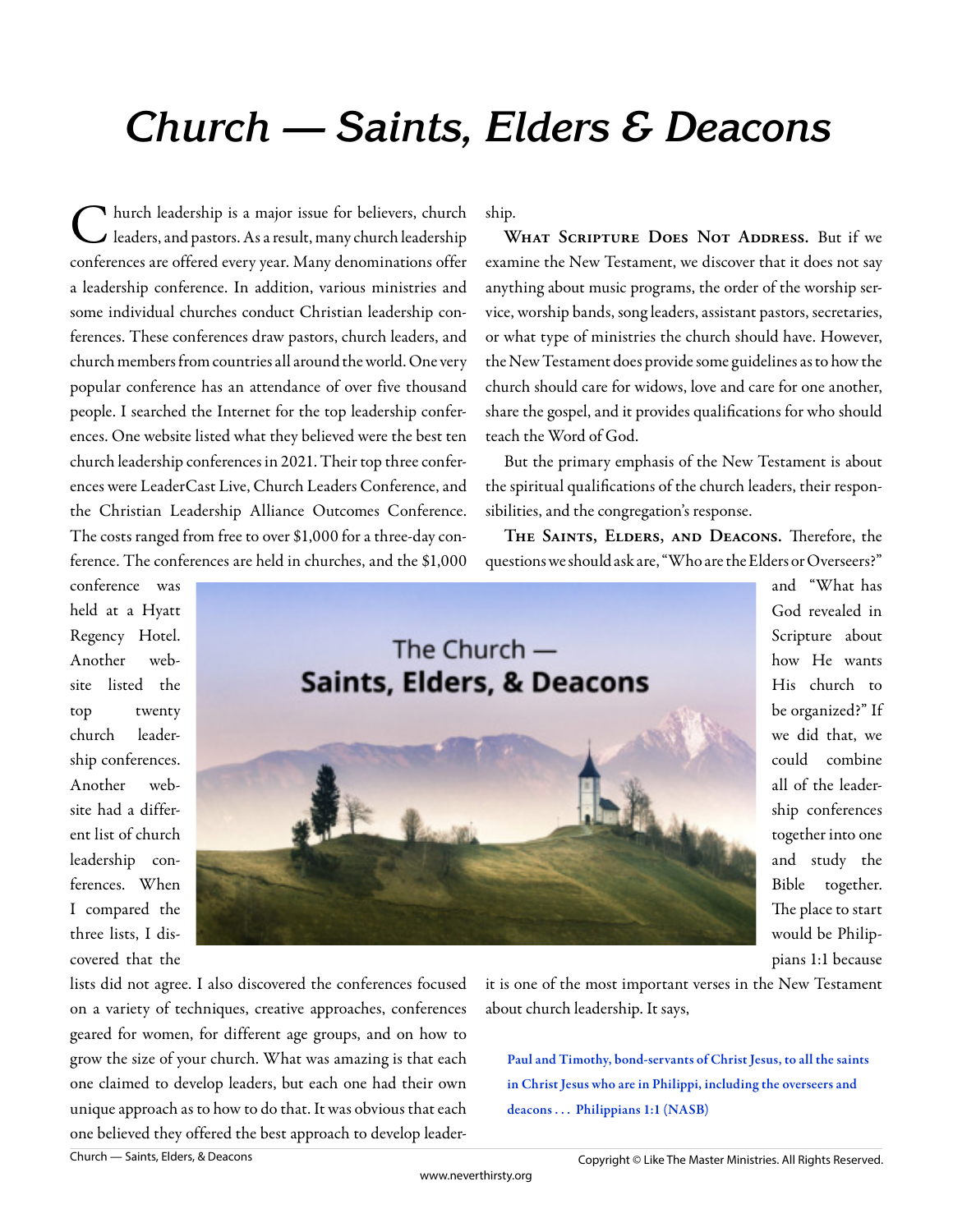# Church — Saints, Elders & Deacons

Church leadership is a major issue for believers, church leaders, and pastors. As a result, many church leadership conferences are offered every year. Many denominations offer a leadership conference. In addition, various ministries and some individual churches conduct Christian leadership conferences. These conferences draw pastors, church leaders, and church members from countries all around the world. One very popular conference has an attendance of over five thousand people. I searched the Internet for the top leadership conferences. One website listed what they believed were the best ten church leadership conferences in 2021. Their top three conferences were LeaderCast Live, Church Leaders Conference, and the Christian Leadership Alliance Outcomes Conference. The costs ranged from free to over $1,000 for a three-day conference. The conferences are held in churches, and the $1,000 conference was held at a Hyatt Regency Hotel. Another website listed the top twenty church leadership conferences. Another website had a different list of church leadership conferences. When I compared the three lists, I discovered that the lists did not agree. I also discovered the conferences focused on a variety of techniques, creative approaches, conferences geared for women, for different age groups, and on how to grow the size of your church. What was amazing is that each one claimed to develop leaders, but each one had their own unique approach as to how to do that. It was obvious that each one believed they offered the best approach to develop leadership.

**What Scripture Does Not Address.** But if we examine the New Testament, we discover that it does not say anything about music programs, the order of the worship service, worship bands, song leaders, assistant pastors, secretaries, or what type of ministries the church should have. However, the New Testament does provide some guidelines as to how the church should care for widows, love and care for one another, share the gospel, and it provides qualifications for who should teach the Word of God.

But the primary emphasis of the New Testament is about the spiritual qualifications of the church leaders, their responsibilities, and the congregation's response.

**The Saints, Elders, and Deacons.** Therefore, the questions we should ask are, "Who are the Elders or Overseers?" and "What has God revealed in Scripture about how He wants His church to be organized?" If we did that, we could combine all of the leadership conferences together into one and study the Bible together. The place to start would be Philippians 1:1 because it is one of the most important verses in the New Testament about church leadership. It says,

> **Paul and Timothy, bond-servants of Christ Jesus, to all the saints in Christ Jesus who are in Philippi, including the overseers and deacons . . . Philippians 1:1 (NASB)**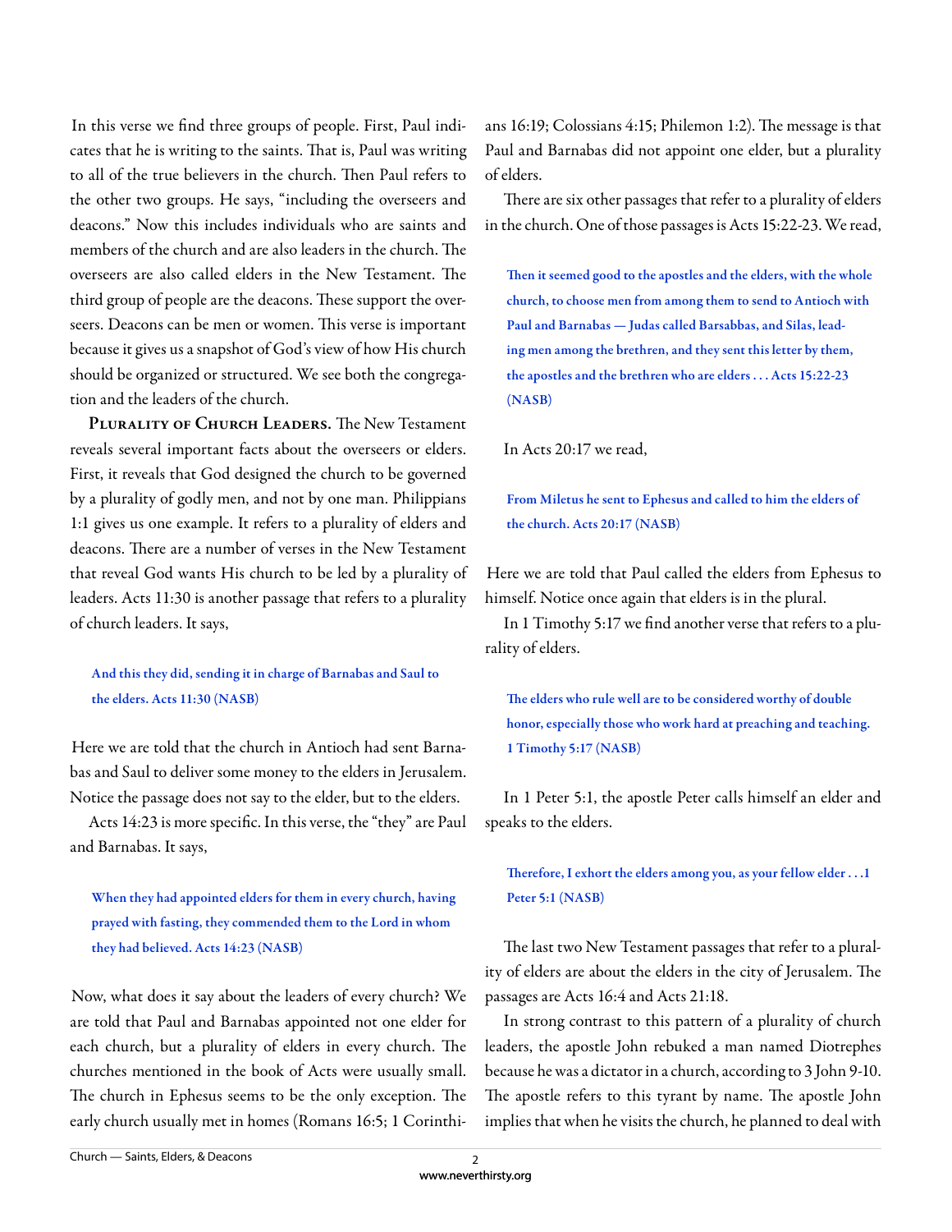In this verse we find three groups of people. First, Paul indicates that he is writing to the saints. That is, Paul was writing to all of the true believers in the church. Then Paul refers to the other two groups. He says, "including the overseers and deacons." Now this includes individuals who are saints and members of the church and are also leaders in the church. The overseers are also called elders in the New Testament. The third group of people are the deacons. These support the overseers. Deacons can be men or women. This verse is important because it gives us a snapshot of God's view of how His church should be organized or structured. We see both the congregation and the leaders of the church.

**Plurality of Church Leaders.** The New Testament reveals several important facts about the overseers or elders. First, it reveals that God designed the church to be governed by a plurality of godly men, and not by one man. Philippians 1:1 gives us one example. It refers to a plurality of elders and deacons. There are a number of verses in the New Testament that reveal God wants His church to be led by a plurality of leaders. Acts 11:30 is another passage that refers to a plurality of church leaders. It says,

> **And this they did, sending it in charge of Barnabas and Saul to the elders. Acts 11:30 (NASB)**

Here we are told that the church in Antioch had sent Barnabas and Saul to deliver some money to the elders in Jerusalem. Notice the passage does not say to the elder, but to the elders.

Acts 14:23 is more specific. In this verse, the "they" are Paul and Barnabas. It says,

> **When they had appointed elders for them in every church, having prayed with fasting, they commended them to the Lord in whom they had believed. Acts 14:23 (NASB)**

Now, what does it say about the leaders of every church? We are told that Paul and Barnabas appointed not one elder for each church, but a plurality of elders in every church. The churches mentioned in the book of Acts were usually small. The church in Ephesus seems to be the only exception. The early church usually met in homes (Romans 16:5; 1 Corinthians 16:19; Colossians 4:15; Philemon 1:2). The message is that Paul and Barnabas did not appoint one elder, but a plurality of elders.

There are six other passages that refer to a plurality of elders in the church. One of those passages is Acts 15:22-23. We read,

> **Then it seemed good to the apostles and the elders, with the whole church, to choose men from among them to send to Antioch with Paul and Barnabas — Judas called Barsabbas, and Silas, leading men among the brethren, and they sent this letter by them, the apostles and the brethren who are elders . . . Acts 15:22-23 (NASB)**

In Acts 20:17 we read,

> **From Miletus he sent to Ephesus and called to him the elders of the church. Acts 20:17 (NASB)**

Here we are told that Paul called the elders from Ephesus to himself. Notice once again that elders is in the plural.

In 1 Timothy 5:17 we find another verse that refers to a plurality of elders.

> **The elders who rule well are to be considered worthy of double honor, especially those who work hard at preaching and teaching. 1 Timothy 5:17 (NASB)**

In 1 Peter 5:1, the apostle Peter calls himself an elder and speaks to the elders.

> **Therefore, I exhort the elders among you, as your fellow elder . . .1 Peter 5:1 (NASB)**

The last two New Testament passages that refer to a plurality of elders are about the elders in the city of Jerusalem. The passages are Acts 16:4 and Acts 21:18.

In strong contrast to this pattern of a plurality of church leaders, the apostle John rebuked a man named Diotrephes because he was a dictator in a church, according to 3 John 9-10. The apostle refers to this tyrant by name. The apostle John implies that when he visits the church, he planned to deal with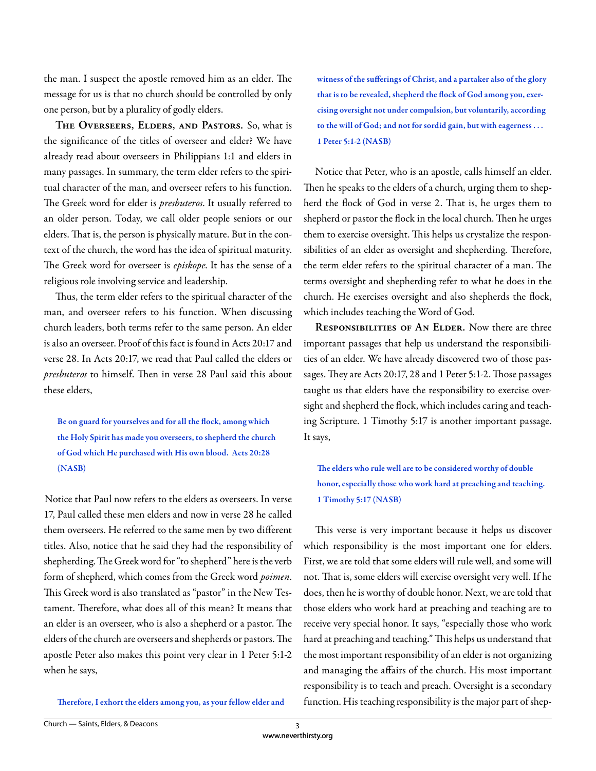the man. I suspect the apostle removed him as an elder. The message for us is that no church should be controlled by only one person, but by a plurality of godly elders.

**The Overseers, Elders, and Pastors.** So, what is the significance of the titles of overseer and elder? We have already read about overseers in Philippians 1:1 and elders in many passages. In summary, the term elder refers to the spiritual character of the man, and overseer refers to his function. The Greek word for elder is *presbuteros*. It usually referred to an older person. Today, we call older people seniors or our elders. That is, the person is physically mature. But in the context of the church, the word has the idea of spiritual maturity. The Greek word for overseer is *episkope*. It has the sense of a religious role involving service and leadership.

Thus, the term elder refers to the spiritual character of the man, and overseer refers to his function. When discussing church leaders, both terms refer to the same person. An elder is also an overseer. Proof of this fact is found in Acts 20:17 and verse 28. In Acts 20:17, we read that Paul called the elders or *presbuteros* to himself. Then in verse 28 Paul said this about these elders,

> **Be on guard for yourselves and for all the flock, among which the Holy Spirit has made you overseers, to shepherd the church of God which He purchased with His own blood. Acts 20:28 (NASB)**

Notice that Paul now refers to the elders as overseers. In verse 17, Paul called these men elders and now in verse 28 he called them overseers. He referred to the same men by two different titles. Also, notice that he said they had the responsibility of shepherding. The Greek word for "to shepherd" here is the verb form of shepherd, which comes from the Greek word *poimen*. This Greek word is also translated as "pastor" in the New Testament. Therefore, what does all of this mean? It means that an elder is an overseer, who is also a shepherd or a pastor. The elders of the church are overseers and shepherds or pastors. The apostle Peter also makes this point very clear in 1 Peter 5:1-2 when he says,

> **Therefore, I exhort the elders among you, as your fellow elder and witness of the sufferings of Christ, and a partaker also of the glory that is to be revealed, shepherd the flock of God among you, exercising oversight not under compulsion, but voluntarily, according to the will of God; and not for sordid gain, but with eagerness . . . 1 Peter 5:1-2 (NASB)**

Notice that Peter, who is an apostle, calls himself an elder. Then he speaks to the elders of a church, urging them to shepherd the flock of God in verse 2. That is, he urges them to shepherd or pastor the flock in the local church. Then he urges them to exercise oversight. This helps us crystalize the responsibilities of an elder as oversight and shepherding. Therefore, the term elder refers to the spiritual character of a man. The terms oversight and shepherding refer to what he does in the church. He exercises oversight and also shepherds the flock, which includes teaching the Word of God.

**Responsibilities of An Elder.** Now there are three important passages that help us understand the responsibilities of an elder. We have already discovered two of those passages. They are Acts 20:17, 28 and 1 Peter 5:1-2. Those passages taught us that elders have the responsibility to exercise oversight and shepherd the flock, which includes caring and teaching Scripture. 1 Timothy 5:17 is another important passage. It says,

> **The elders who rule well are to be considered worthy of double honor, especially those who work hard at preaching and teaching. 1 Timothy 5:17 (NASB)**

This verse is very important because it helps us discover which responsibility is the most important one for elders. First, we are told that some elders will rule well, and some will not. That is, some elders will exercise oversight very well. If he does, then he is worthy of double honor. Next, we are told that those elders who work hard at preaching and teaching are to receive very special honor. It says, "especially those who work hard at preaching and teaching." This helps us understand that the most important responsibility of an elder is not organizing and managing the affairs of the church. His most important responsibility is to teach and preach. Oversight is a secondary function. His teaching responsibility is the major part of shep-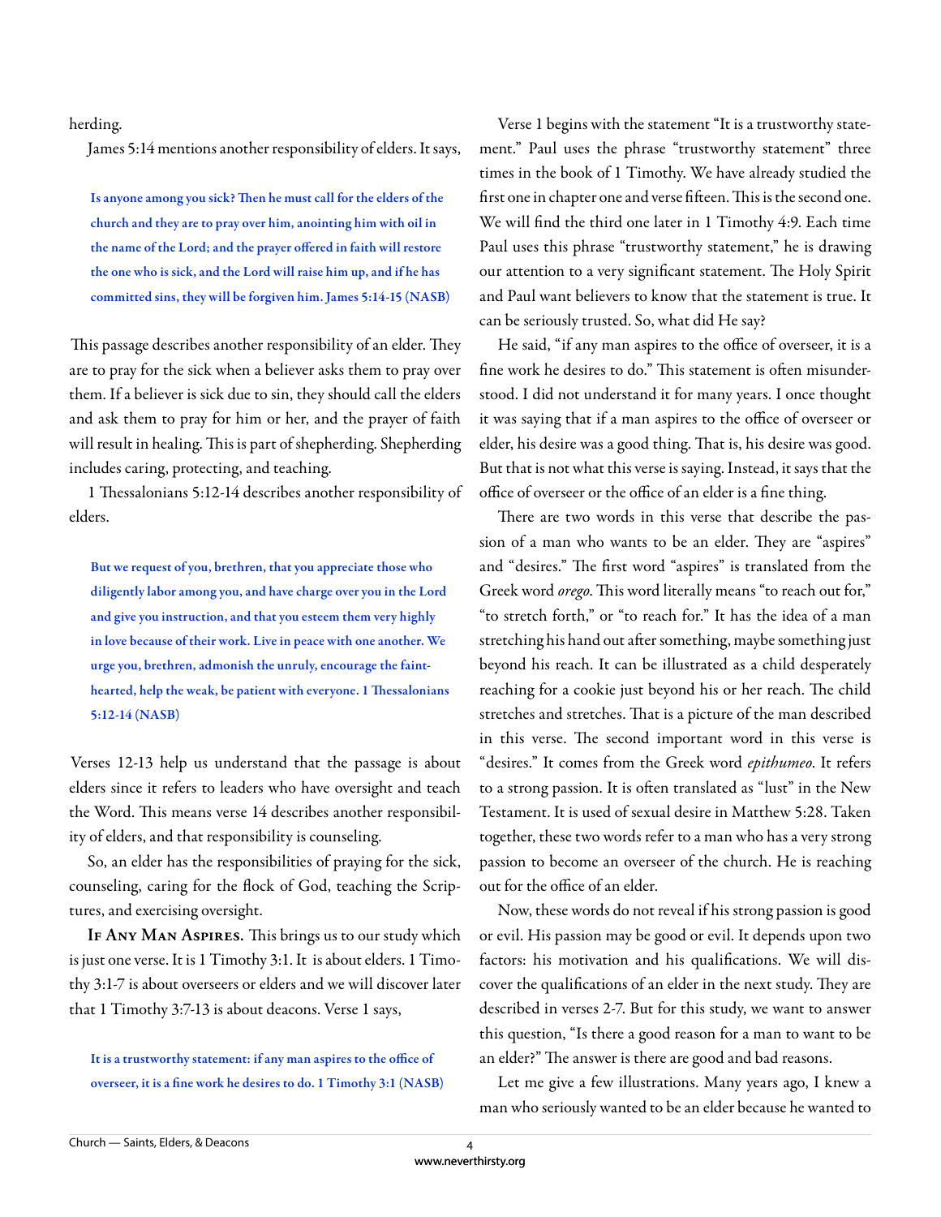herding.

James 5:14 mentions another responsibility of elders. It says,

> **Is anyone among you sick? Then he must call for the elders of the church and they are to pray over him, anointing him with oil in the name of the Lord; and the prayer offered in faith will restore the one who is sick, and the Lord will raise him up, and if he has committed sins, they will be forgiven him. James 5:14-15 (NASB)**

This passage describes another responsibility of an elder. They are to pray for the sick when a believer asks them to pray over them. If a believer is sick due to sin, they should call the elders and ask them to pray for him or her, and the prayer of faith will result in healing. This is part of shepherding. Shepherding includes caring, protecting, and teaching.

1 Thessalonians 5:12-14 describes another responsibility of elders.

> **But we request of you, brethren, that you appreciate those who diligently labor among you, and have charge over you in the Lord and give you instruction, and that you esteem them very highly in love because of their work. Live in peace with one another. We urge you, brethren, admonish the unruly, encourage the fainthearted, help the weak, be patient with everyone. 1 Thessalonians 5:12-14 (NASB)**

Verses 12-13 help us understand that the passage is about elders since it refers to leaders who have oversight and teach the Word. This means verse 14 describes another responsibility of elders, and that responsibility is counseling.

So, an elder has the responsibilities of praying for the sick, counseling, caring for the flock of God, teaching the Scriptures, and exercising oversight.

**If Any Man Aspires.** This brings us to our study which is just one verse. It is 1 Timothy 3:1. It is about elders. 1 Timothy 3:1-7 is about overseers or elders and we will discover later that 1 Timothy 3:7-13 is about deacons. Verse 1 says,

> **It is a trustworthy statement: if any man aspires to the office of overseer, it is a fine work he desires to do. 1 Timothy 3:1 (NASB)**

Verse 1 begins with the statement "It is a trustworthy statement." Paul uses the phrase "trustworthy statement" three times in the book of 1 Timothy. We have already studied the first one in chapter one and verse fifteen. This is the second one. We will find the third one later in 1 Timothy 4:9. Each time Paul uses this phrase "trustworthy statement," he is drawing our attention to a very significant statement. The Holy Spirit and Paul want believers to know that the statement is true. It can be seriously trusted. So, what did He say?

He said, "if any man aspires to the office of overseer, it is a fine work he desires to do." This statement is often misunderstood. I did not understand it for many years. I once thought it was saying that if a man aspires to the office of overseer or elder, his desire was a good thing. That is, his desire was good. But that is not what this verse is saying. Instead, it says that the office of overseer or the office of an elder is a fine thing.

There are two words in this verse that describe the passion of a man who wants to be an elder. They are "aspires" and "desires." The first word "aspires" is translated from the Greek word *orego*. This word literally means "to reach out for," "to stretch forth," or "to reach for." It has the idea of a man stretching his hand out after something, maybe something just beyond his reach. It can be illustrated as a child desperately reaching for a cookie just beyond his or her reach. The child stretches and stretches. That is a picture of the man described in this verse. The second important word in this verse is "desires." It comes from the Greek word *epithumeo*. It refers to a strong passion. It is often translated as "lust" in the New Testament. It is used of sexual desire in Matthew 5:28. Taken together, these two words refer to a man who has a very strong passion to become an overseer of the church. He is reaching out for the office of an elder.

Now, these words do not reveal if his strong passion is good or evil. His passion may be good or evil. It depends upon two factors: his motivation and his qualifications. We will discover the qualifications of an elder in the next study. They are described in verses 2-7. But for this study, we want to answer this question, "Is there a good reason for a man to want to be an elder?" The answer is there are good and bad reasons.

Let me give a few illustrations. Many years ago, I knew a man who seriously wanted to be an elder because he wanted to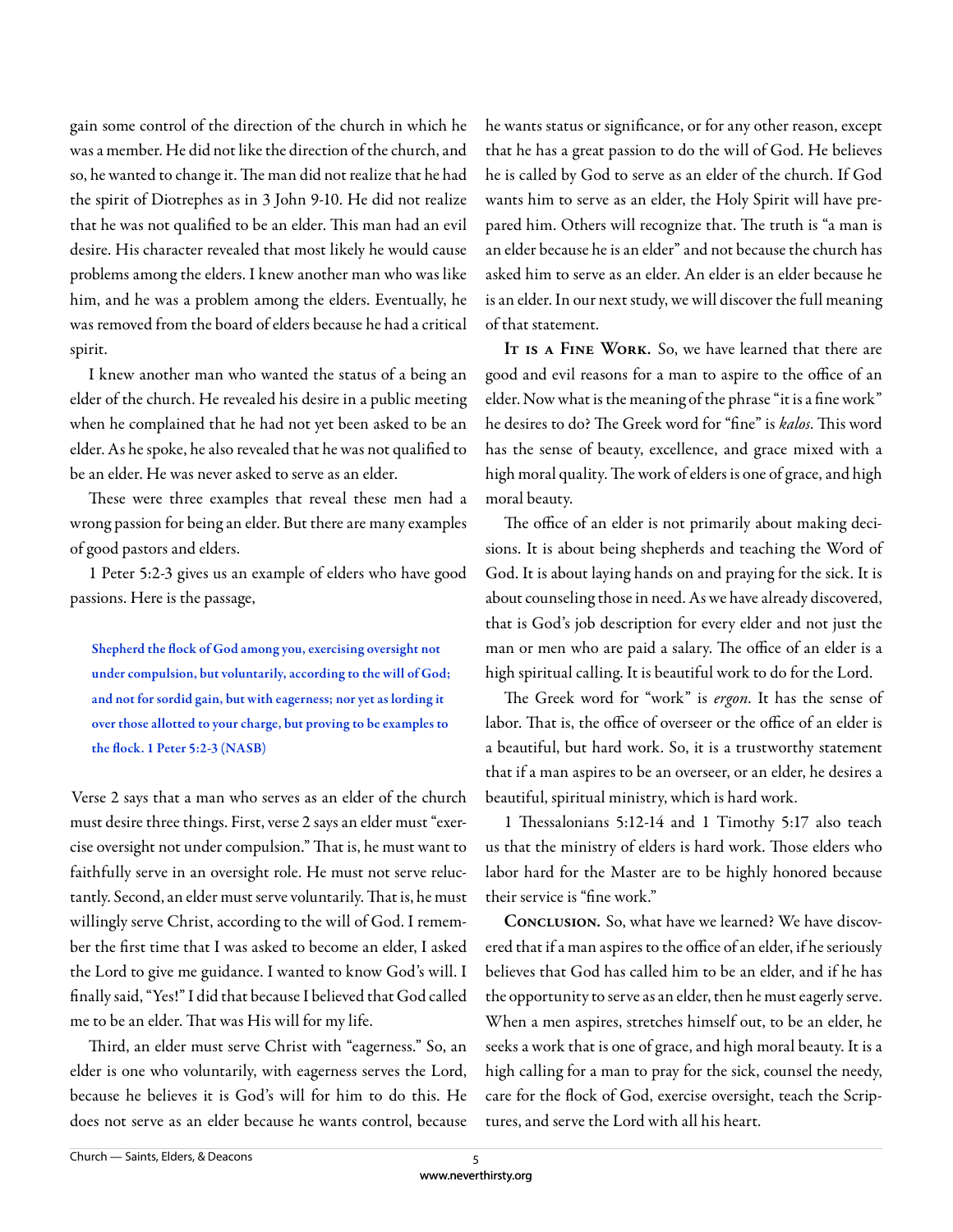gain some control of the direction of the church in which he was a member. He did not like the direction of the church, and so, he wanted to change it. The man did not realize that he had the spirit of Diotrephes as in 3 John 9-10. He did not realize that he was not qualified to be an elder. This man had an evil desire. His character revealed that most likely he would cause problems among the elders. I knew another man who was like him, and he was a problem among the elders. Eventually, he was removed from the board of elders because he had a critical spirit.

I knew another man who wanted the status of a being an elder of the church. He revealed his desire in a public meeting when he complained that he had not yet been asked to be an elder. As he spoke, he also revealed that he was not qualified to be an elder. He was never asked to serve as an elder.

These were three examples that reveal these men had a wrong passion for being an elder. But there are many examples of good pastors and elders.

1 Peter 5:2-3 gives us an example of elders who have good passions. Here is the passage,

> **Shepherd the flock of God among you, exercising oversight not under compulsion, but voluntarily, according to the will of God; and not for sordid gain, but with eagerness; nor yet as lording it over those allotted to your charge, but proving to be examples to the flock. 1 Peter 5:2-3 (NASB)**

Verse 2 says that a man who serves as an elder of the church must desire three things. First, verse 2 says an elder must "exercise oversight not under compulsion." That is, he must want to faithfully serve in an oversight role. He must not serve reluctantly. Second, an elder must serve voluntarily. That is, he must willingly serve Christ, according to the will of God. I remember the first time that I was asked to become an elder, I asked the Lord to give me guidance. I wanted to know God's will. I finally said, "Yes!" I did that because I believed that God called me to be an elder. That was His will for my life.

Third, an elder must serve Christ with "eagerness." So, an elder is one who voluntarily, with eagerness serves the Lord, because he believes it is God's will for him to do this. He does not serve as an elder because he wants control, because he wants status or significance, or for any other reason, except that he has a great passion to do the will of God. He believes he is called by God to serve as an elder of the church. If God wants him to serve as an elder, the Holy Spirit will have prepared him. Others will recognize that. The truth is "a man is an elder because he is an elder" and not because the church has asked him to serve as an elder. An elder is an elder because he is an elder. In our next study, we will discover the full meaning of that statement.

**It is a Fine Work.** So, we have learned that there are good and evil reasons for a man to aspire to the office of an elder. Now what is the meaning of the phrase "it is a fine work" he desires to do? The Greek word for "fine" is *kalos*. This word has the sense of beauty, excellence, and grace mixed with a high moral quality. The work of elders is one of grace, and high moral beauty.

The office of an elder is not primarily about making decisions. It is about being shepherds and teaching the Word of God. It is about laying hands on and praying for the sick. It is about counseling those in need. As we have already discovered, that is God's job description for every elder and not just the man or men who are paid a salary. The office of an elder is a high spiritual calling. It is beautiful work to do for the Lord.

The Greek word for "work" is *ergon*. It has the sense of labor. That is, the office of overseer or the office of an elder is a beautiful, but hard work. So, it is a trustworthy statement that if a man aspires to be an overseer, or an elder, he desires a beautiful, spiritual ministry, which is hard work.

1 Thessalonians 5:12-14 and 1 Timothy 5:17 also teach us that the ministry of elders is hard work. Those elders who labor hard for the Master are to be highly honored because their service is "fine work."

**Conclusion.** So, what have we learned? We have discovered that if a man aspires to the office of an elder, if he seriously believes that God has called him to be an elder, and if he has the opportunity to serve as an elder, then he must eagerly serve. When a men aspires, stretches himself out, to be an elder, he seeks a work that is one of grace, and high moral beauty. It is a high calling for a man to pray for the sick, counsel the needy, care for the flock of God, exercise oversight, teach the Scriptures, and serve the Lord with all his heart.